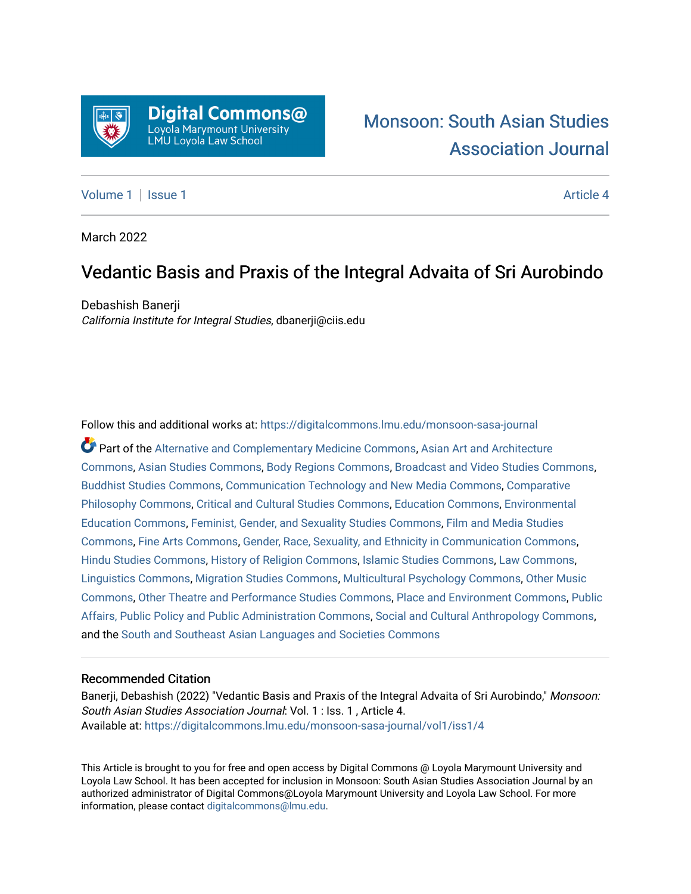Digital Commons@
Loyola Marymount University
LMU Loyola Law School

Monsoon: South Asian Studies Association Journal

Volume 1 | Issue 1 Article 4

March 2022

# Vedantic Basis and Praxis of the Integral Advaita of Sri Aurobindo

Debashish Banerji
*California Institute for Integral Studies*, dbanerji@ciis.edu

Follow this and additional works at: https://digitalcommons.lmu.edu/monsoon-sasa-journal

Part of the Alternative and Complementary Medicine Commons, Asian Art and Architecture Commons, Asian Studies Commons, Body Regions Commons, Broadcast and Video Studies Commons, Buddhist Studies Commons, Communication Technology and New Media Commons, Comparative Philosophy Commons, Critical and Cultural Studies Commons, Education Commons, Environmental Education Commons, Feminist, Gender, and Sexuality Studies Commons, Film and Media Studies Commons, Fine Arts Commons, Gender, Race, Sexuality, and Ethnicity in Communication Commons, Hindu Studies Commons, History of Religion Commons, Islamic Studies Commons, Law Commons, Linguistics Commons, Migration Studies Commons, Multicultural Psychology Commons, Other Music Commons, Other Theatre and Performance Studies Commons, Place and Environment Commons, Public Affairs, Public Policy and Public Administration Commons, Social and Cultural Anthropology Commons, and the South and Southeast Asian Languages and Societies Commons

## Recommended Citation

Banerji, Debashish (2022) "Vedantic Basis and Praxis of the Integral Advaita of Sri Aurobindo," *Monsoon: South Asian Studies Association Journal*: Vol. 1 : Iss. 1 , Article 4.
Available at: https://digitalcommons.lmu.edu/monsoon-sasa-journal/vol1/iss1/4

This Article is brought to you for free and open access by Digital Commons @ Loyola Marymount University and Loyola Law School. It has been accepted for inclusion in Monsoon: South Asian Studies Association Journal by an authorized administrator of Digital Commons@Loyola Marymount University and Loyola Law School. For more information, please contact digitalcommons@lmu.edu.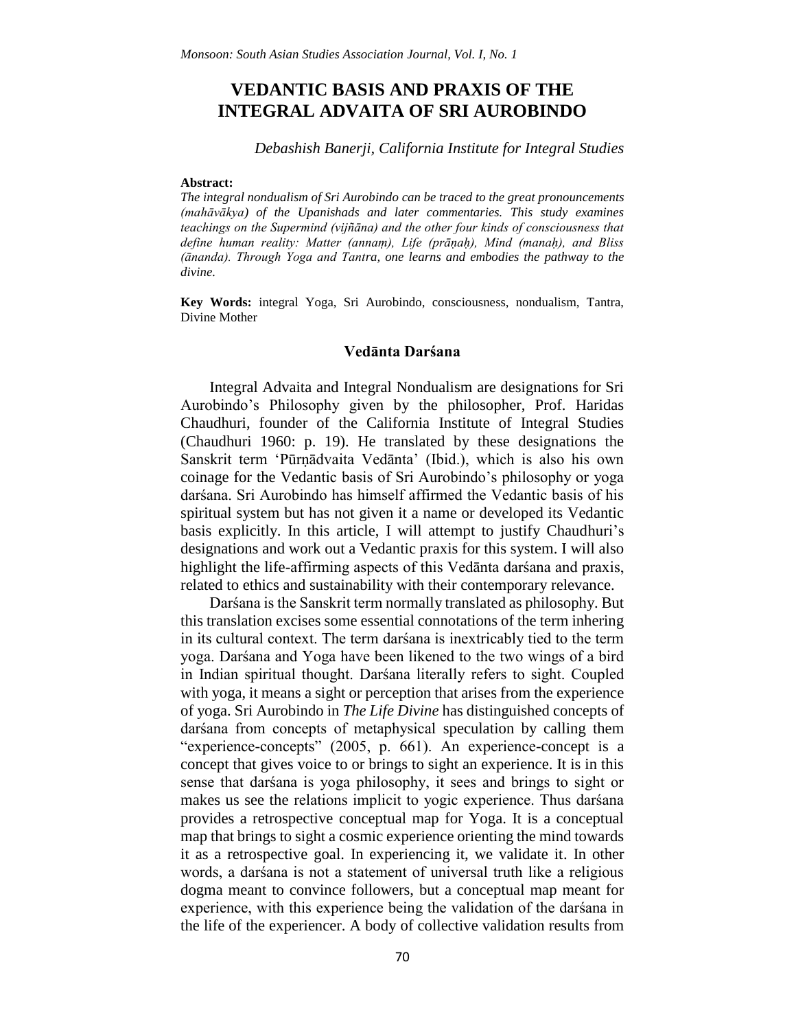# VEDANTIC BASIS AND PRAXIS OF THE INTEGRAL ADVAITA OF SRI AUROBINDO

*Debashish Banerji, California Institute for Integral Studies*

**Abstract:**

*The integral nondualism of Sri Aurobindo can be traced to the great pronouncements (mahāvākya) of the Upanishads and later commentaries. This study examines teachings on the Supermind (vijñāna) and the other four kinds of consciousness that define human reality: Matter (annaṃ), Life (prāṇaḥ), Mind (manaḥ), and Bliss (ānanda). Through Yoga and Tantra, one learns and embodies the pathway to the divine.*

**Key Words:** integral Yoga, Sri Aurobindo, consciousness, nondualism, Tantra, Divine Mother

## Vedānta Darśana

Integral Advaita and Integral Nondualism are designations for Sri Aurobindo's Philosophy given by the philosopher, Prof. Haridas Chaudhuri, founder of the California Institute of Integral Studies (Chaudhuri 1960: p. 19). He translated by these designations the Sanskrit term 'Pūrṇādvaita Vedānta' (Ibid.), which is also his own coinage for the Vedantic basis of Sri Aurobindo's philosophy or yoga darśana. Sri Aurobindo has himself affirmed the Vedantic basis of his spiritual system but has not given it a name or developed its Vedantic basis explicitly. In this article, I will attempt to justify Chaudhuri's designations and work out a Vedantic praxis for this system. I will also highlight the life-affirming aspects of this Vedānta darśana and praxis, related to ethics and sustainability with their contemporary relevance.

Darśana is the Sanskrit term normally translated as philosophy. But this translation excises some essential connotations of the term inhering in its cultural context. The term darśana is inextricably tied to the term yoga. Darśana and Yoga have been likened to the two wings of a bird in Indian spiritual thought. Darśana literally refers to sight. Coupled with yoga, it means a sight or perception that arises from the experience of yoga. Sri Aurobindo in *The Life Divine* has distinguished concepts of darśana from concepts of metaphysical speculation by calling them "experience-concepts" (2005, p. 661). An experience-concept is a concept that gives voice to or brings to sight an experience. It is in this sense that darśana is yoga philosophy, it sees and brings to sight or makes us see the relations implicit to yogic experience. Thus darśana provides a retrospective conceptual map for Yoga. It is a conceptual map that brings to sight a cosmic experience orienting the mind towards it as a retrospective goal. In experiencing it, we validate it. In other words, a darśana is not a statement of universal truth like a religious dogma meant to convince followers, but a conceptual map meant for experience, with this experience being the validation of the darśana in the life of the experiencer. A body of collective validation results from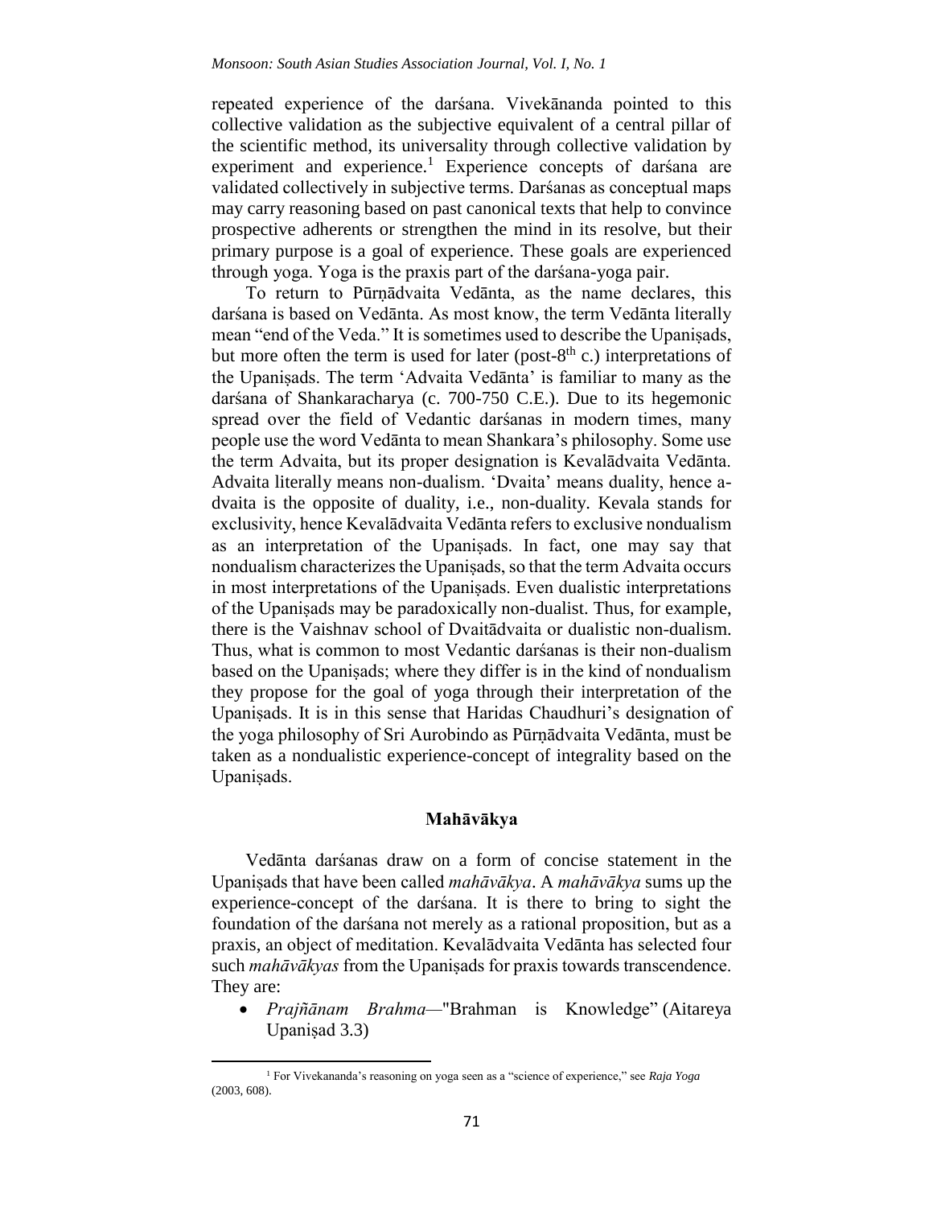repeated experience of the darśana. Vivekānanda pointed to this collective validation as the subjective equivalent of a central pillar of the scientific method, its universality through collective validation by experiment and experience.[1] Experience concepts of darśana are validated collectively in subjective terms. Darśanas as conceptual maps may carry reasoning based on past canonical texts that help to convince prospective adherents or strengthen the mind in its resolve, but their primary purpose is a goal of experience. These goals are experienced through yoga. Yoga is the praxis part of the darśana-yoga pair.

To return to Pūrṇādvaita Vedānta, as the name declares, this darśana is based on Vedānta. As most know, the term Vedānta literally mean "end of the Veda." It is sometimes used to describe the Upaniṣads, but more often the term is used for later (post-8th c.) interpretations of the Upaniṣads. The term 'Advaita Vedānta' is familiar to many as the darśana of Shankaracharya (c. 700-750 C.E.). Due to its hegemonic spread over the field of Vedantic darśanas in modern times, many people use the word Vedānta to mean Shankara's philosophy. Some use the term Advaita, but its proper designation is Kevalādvaita Vedānta. Advaita literally means non-dualism. 'Dvaita' means duality, hence a-dvaita is the opposite of duality, i.e., non-duality. Kevala stands for exclusivity, hence Kevalādvaita Vedānta refers to exclusive nondualism as an interpretation of the Upaniṣads. In fact, one may say that nondualism characterizes the Upaniṣads, so that the term Advaita occurs in most interpretations of the Upaniṣads. Even dualistic interpretations of the Upaniṣads may be paradoxically non-dualist. Thus, for example, there is the Vaishnav school of Dvaitādvaita or dualistic non-dualism. Thus, what is common to most Vedantic darśanas is their non-dualism based on the Upaniṣads; where they differ is in the kind of nondualism they propose for the goal of yoga through their interpretation of the Upaniṣads. It is in this sense that Haridas Chaudhuri's designation of the yoga philosophy of Sri Aurobindo as Pūrṇādvaita Vedānta, must be taken as a nondualistic experience-concept of integrality based on the Upaniṣads.

## Mahāvākya

Vedānta darśanas draw on a form of concise statement in the Upaniṣads that have been called *mahāvākya*. A *mahāvākya* sums up the experience-concept of the darśana. It is there to bring to sight the foundation of the darśana not merely as a rational proposition, but as a praxis, an object of meditation. Kevalādvaita Vedānta has selected four such *mahāvākyas* from the Upaniṣads for praxis towards transcendence. They are:

- *Prajñānam Brahma*—"Brahman is Knowledge" (Aitareya Upaniṣad 3.3)

[1] For Vivekananda's reasoning on yoga seen as a "science of experience," see *Raja Yoga* (2003, 608).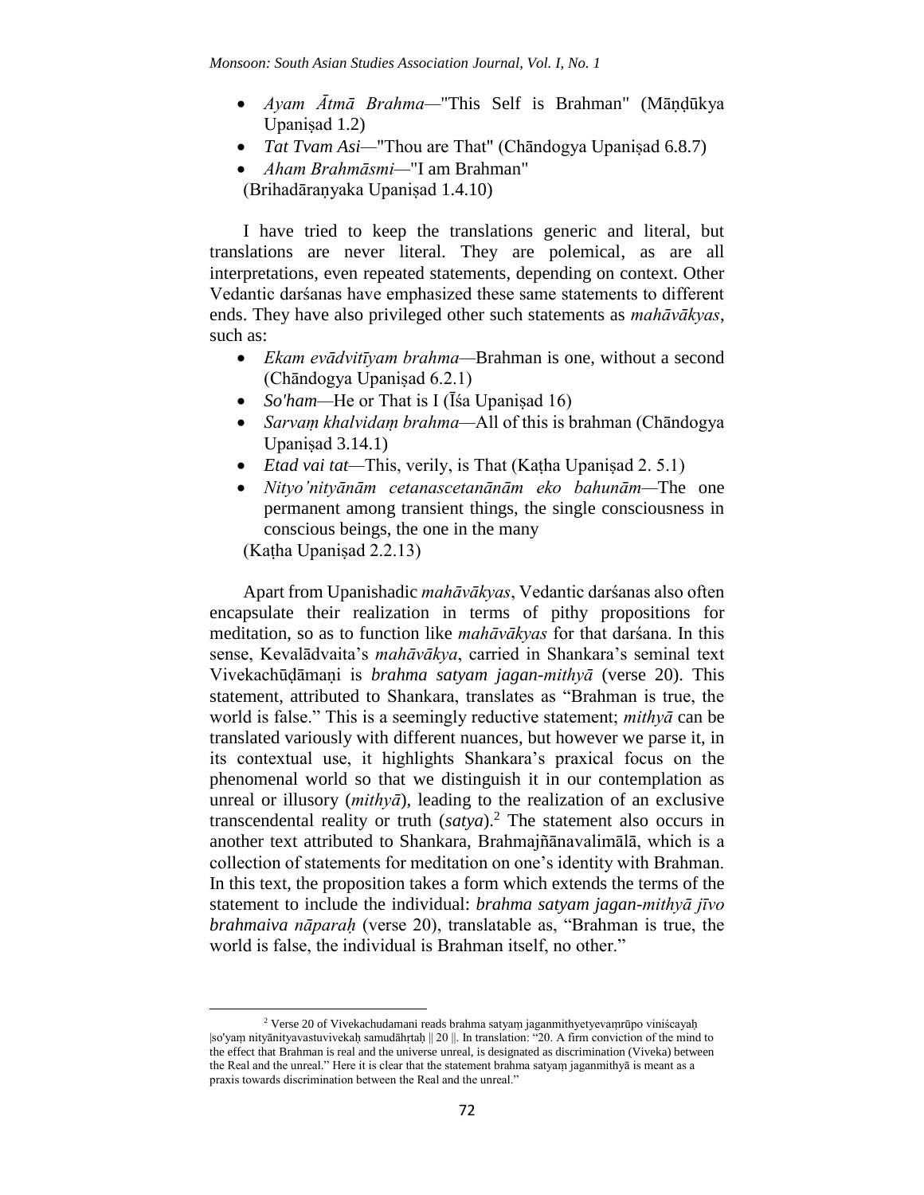- *Ayam Ātmā Brahma*—"This Self is Brahman" (Māṇḍūkya Upaniṣad 1.2)
- *Tat Tvam Asi*—"Thou are That" (Chāndogya Upaniṣad 6.8.7)
- *Aham Brahmāsmi*—"I am Brahman" (Brihadāraṇyaka Upaniṣad 1.4.10)

I have tried to keep the translations generic and literal, but translations are never literal. They are polemical, as are all interpretations, even repeated statements, depending on context. Other Vedantic darśanas have emphasized these same statements to different ends. They have also privileged other such statements as *mahāvākyas*, such as:

- *Ekam evādvitīyam brahma*—Brahman is one, without a second (Chāndogya Upaniṣad 6.2.1)
- *So'ham*—He or That is I (Īśa Upaniṣad 16)
- *Sarvaṃ khalvidaṃ brahma*—All of this is brahman (Chāndogya Upaniṣad 3.14.1)
- *Etad vai tat*—This, verily, is That (Kaṭha Upaniṣad 2. 5.1)
- *Nityo'nityānām cetanascetanānām eko bahunām*—The one permanent among transient things, the single consciousness in conscious beings, the one in the many (Kaṭha Upaniṣad 2.2.13)

Apart from Upanishadic *mahāvākyas*, Vedantic darśanas also often encapsulate their realization in terms of pithy propositions for meditation, so as to function like *mahāvākyas* for that darśana. In this sense, Kevalādvaita's *mahāvākya*, carried in Shankara's seminal text Vivekachūḍāmaṇi is *brahma satyam jagan-mithyā* (verse 20). This statement, attributed to Shankara, translates as "Brahman is true, the world is false." This is a seemingly reductive statement; *mithyā* can be translated variously with different nuances, but however we parse it, in its contextual use, it highlights Shankara's praxical focus on the phenomenal world so that we distinguish it in our contemplation as unreal or illusory (*mithyā*), leading to the realization of an exclusive transcendental reality or truth (*satya*).[2] The statement also occurs in another text attributed to Shankara, Brahmajñānavalimālā, which is a collection of statements for meditation on one's identity with Brahman. In this text, the proposition takes a form which extends the terms of the statement to include the individual: *brahma satyam jagan-mithyā jīvo brahmaiva nāparaḥ* (verse 20), translatable as, "Brahman is true, the world is false, the individual is Brahman itself, no other."

---

[2] Verse 20 of Vivekachudamani reads brahma satyaṃ jaganmithyetyevaṃrūpo viniścayaḥ |so'yaṃ nityānityavastuvivekaḥ samudāhṛtaḥ || 20 ||. In translation: "20. A firm conviction of the mind to the effect that Brahman is real and the universe unreal, is designated as discrimination (Viveka) between the Real and the unreal." Here it is clear that the statement brahma satyaṃ jaganmithyā is meant as a praxis towards discrimination between the Real and the unreal."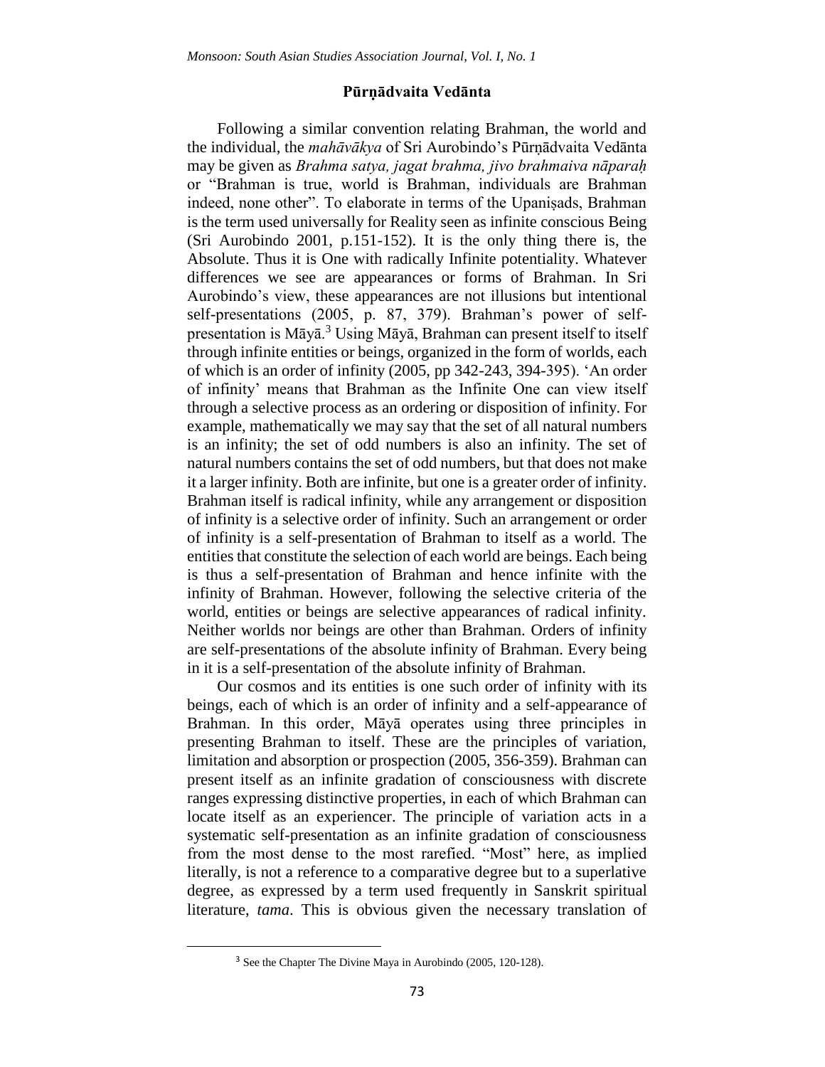## Pūrṇādvaita Vedānta

Following a similar convention relating Brahman, the world and the individual, the *mahāvākya* of Sri Aurobindo's Pūrṇādvaita Vedānta may be given as *Brahma satya, jagat brahma, jivo brahmaiva nāparaḥ* or "Brahman is true, world is Brahman, individuals are Brahman indeed, none other". To elaborate in terms of the Upaniṣads, Brahman is the term used universally for Reality seen as infinite conscious Being (Sri Aurobindo 2001, p.151-152). It is the only thing there is, the Absolute. Thus it is One with radically Infinite potentiality. Whatever differences we see are appearances or forms of Brahman. In Sri Aurobindo's view, these appearances are not illusions but intentional self-presentations (2005, p. 87, 379). Brahman's power of self-presentation is Māyā.[3] Using Māyā, Brahman can present itself to itself through infinite entities or beings, organized in the form of worlds, each of which is an order of infinity (2005, pp 342-243, 394-395). 'An order of infinity' means that Brahman as the Infinite One can view itself through a selective process as an ordering or disposition of infinity. For example, mathematically we may say that the set of all natural numbers is an infinity; the set of odd numbers is also an infinity. The set of natural numbers contains the set of odd numbers, but that does not make it a larger infinity. Both are infinite, but one is a greater order of infinity. Brahman itself is radical infinity, while any arrangement or disposition of infinity is a selective order of infinity. Such an arrangement or order of infinity is a self-presentation of Brahman to itself as a world. The entities that constitute the selection of each world are beings. Each being is thus a self-presentation of Brahman and hence infinite with the infinity of Brahman. However, following the selective criteria of the world, entities or beings are selective appearances of radical infinity. Neither worlds nor beings are other than Brahman. Orders of infinity are self-presentations of the absolute infinity of Brahman. Every being in it is a self-presentation of the absolute infinity of Brahman.

Our cosmos and its entities is one such order of infinity with its beings, each of which is an order of infinity and a self-appearance of Brahman. In this order, Māyā operates using three principles in presenting Brahman to itself. These are the principles of variation, limitation and absorption or prospection (2005, 356-359). Brahman can present itself as an infinite gradation of consciousness with discrete ranges expressing distinctive properties, in each of which Brahman can locate itself as an experiencer. The principle of variation acts in a systematic self-presentation as an infinite gradation of consciousness from the most dense to the most rarefied. "Most" here, as implied literally, is not a reference to a comparative degree but to a superlative degree, as expressed by a term used frequently in Sanskrit spiritual literature, *tama*. This is obvious given the necessary translation of

[3] See the Chapter The Divine Maya in Aurobindo (2005, 120-128).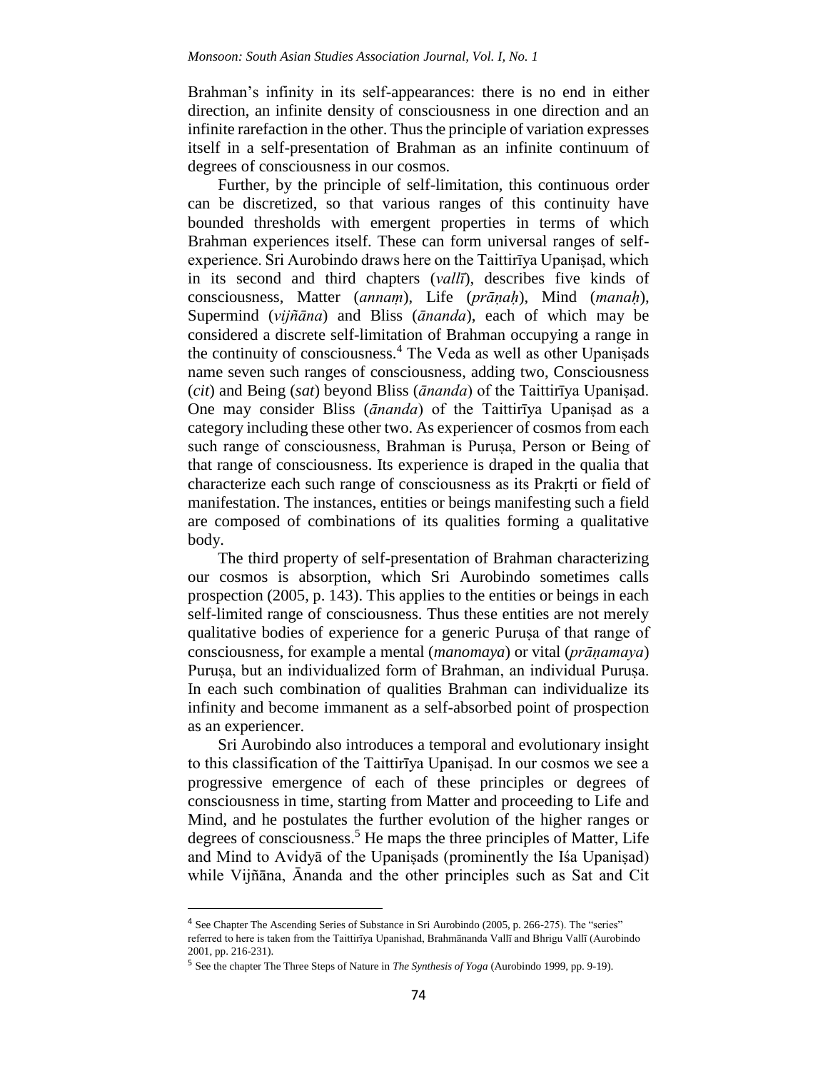Brahman's infinity in its self-appearances: there is no end in either direction, an infinite density of consciousness in one direction and an infinite rarefaction in the other. Thus the principle of variation expresses itself in a self-presentation of Brahman as an infinite continuum of degrees of consciousness in our cosmos.

Further, by the principle of self-limitation, this continuous order can be discretized, so that various ranges of this continuity have bounded thresholds with emergent properties in terms of which Brahman experiences itself. These can form universal ranges of self-experience. Sri Aurobindo draws here on the Taittirīya Upaniṣad, which in its second and third chapters (*vallī*), describes five kinds of consciousness, Matter (*annaṃ*), Life (*prāṇaḥ*), Mind (*manaḥ*), Supermind (*vijñāna*) and Bliss (*ānanda*), each of which may be considered a discrete self-limitation of Brahman occupying a range in the continuity of consciousness.[4] The Veda as well as other Upaniṣads name seven such ranges of consciousness, adding two, Consciousness (*cit*) and Being (*sat*) beyond Bliss (*ānanda*) of the Taittirīya Upaniṣad. One may consider Bliss (*ānanda*) of the Taittirīya Upaniṣad as a category including these other two. As experiencer of cosmos from each such range of consciousness, Brahman is Puruṣa, Person or Being of that range of consciousness. Its experience is draped in the qualia that characterize each such range of consciousness as its Prakṛti or field of manifestation. The instances, entities or beings manifesting such a field are composed of combinations of its qualities forming a qualitative body.

The third property of self-presentation of Brahman characterizing our cosmos is absorption, which Sri Aurobindo sometimes calls prospection (2005, p. 143). This applies to the entities or beings in each self-limited range of consciousness. Thus these entities are not merely qualitative bodies of experience for a generic Puruṣa of that range of consciousness, for example a mental (*manomaya*) or vital (*prāṇamaya*) Puruṣa, but an individualized form of Brahman, an individual Puruṣa. In each such combination of qualities Brahman can individualize its infinity and become immanent as a self-absorbed point of prospection as an experiencer.

Sri Aurobindo also introduces a temporal and evolutionary insight to this classification of the Taittirīya Upaniṣad. In our cosmos we see a progressive emergence of each of these principles or degrees of consciousness in time, starting from Matter and proceeding to Life and Mind, and he postulates the further evolution of the higher ranges or degrees of consciousness.[5] He maps the three principles of Matter, Life and Mind to Avidyā of the Upaniṣads (prominently the Iśa Upaniṣad) while Vijñāna, Ānanda and the other principles such as Sat and Cit

---

[4] See Chapter The Ascending Series of Substance in Sri Aurobindo (2005, p. 266-275). The "series" referred to here is taken from the Taittirīya Upanishad, Brahmānanda Vallī and Bhrigu Vallī (Aurobindo 2001, pp. 216-231).

[5] See the chapter The Three Steps of Nature in *The Synthesis of Yoga* (Aurobindo 1999, pp. 9-19).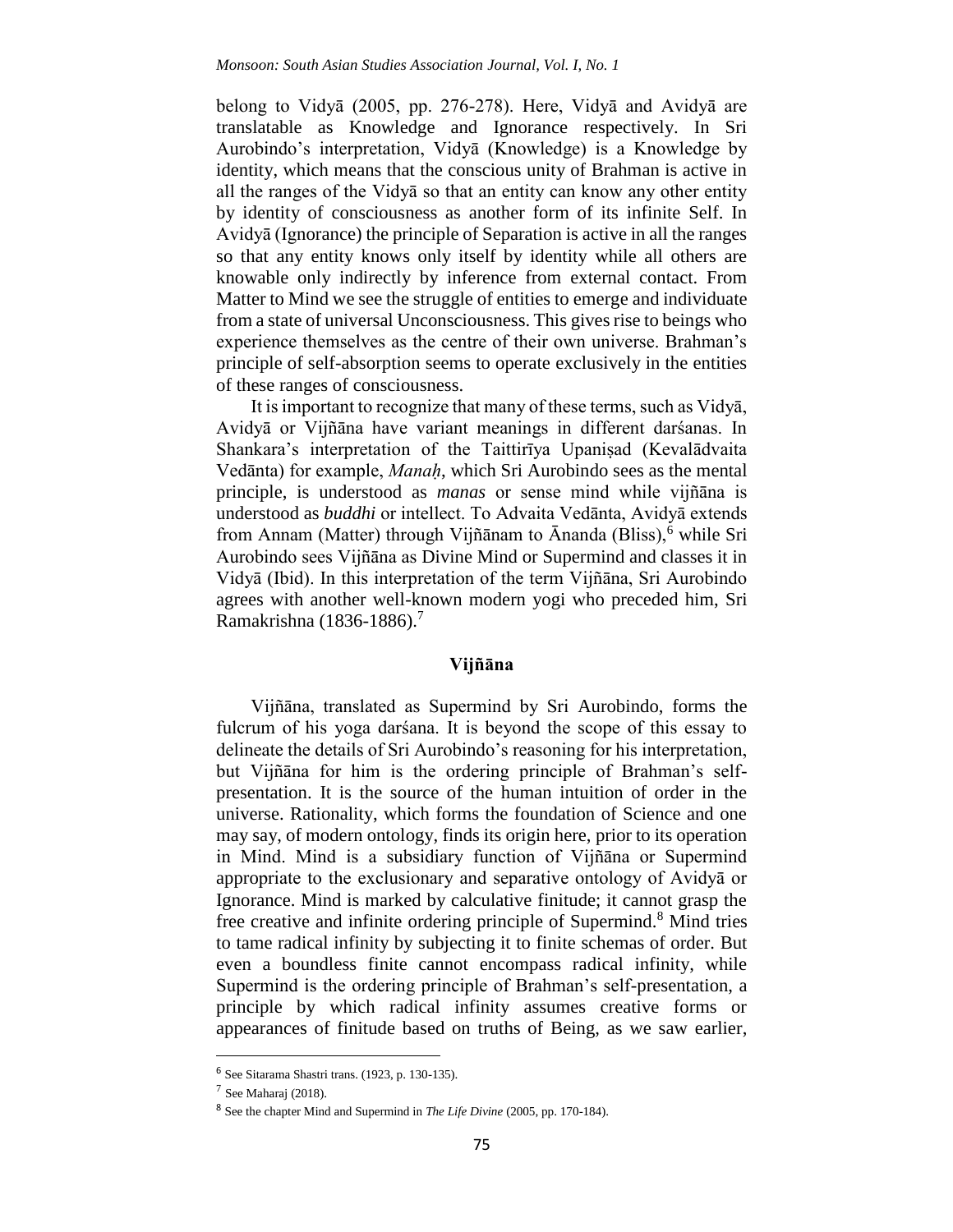belong to Vidyā (2005, pp. 276-278). Here, Vidyā and Avidyā are translatable as Knowledge and Ignorance respectively. In Sri Aurobindo's interpretation, Vidyā (Knowledge) is a Knowledge by identity, which means that the conscious unity of Brahman is active in all the ranges of the Vidyā so that an entity can know any other entity by identity of consciousness as another form of its infinite Self. In Avidyā (Ignorance) the principle of Separation is active in all the ranges so that any entity knows only itself by identity while all others are knowable only indirectly by inference from external contact. From Matter to Mind we see the struggle of entities to emerge and individuate from a state of universal Unconsciousness. This gives rise to beings who experience themselves as the centre of their own universe. Brahman's principle of self-absorption seems to operate exclusively in the entities of these ranges of consciousness.

It is important to recognize that many of these terms, such as Vidyā, Avidyā or Vijñāna have variant meanings in different darśanas. In Shankara's interpretation of the Taittirīya Upaniṣad (Kevalādvaita Vedānta) for example, *Manaḥ*, which Sri Aurobindo sees as the mental principle, is understood as *manas* or sense mind while vijñāna is understood as *buddhi* or intellect. To Advaita Vedānta, Avidyā extends from Annam (Matter) through Vijñānam to Ānanda (Bliss),[6] while Sri Aurobindo sees Vijñāna as Divine Mind or Supermind and classes it in Vidyā (Ibid). In this interpretation of the term Vijñāna, Sri Aurobindo agrees with another well-known modern yogi who preceded him, Sri Ramakrishna (1836-1886).[7]

## Vijñāna

Vijñāna, translated as Supermind by Sri Aurobindo, forms the fulcrum of his yoga darśana. It is beyond the scope of this essay to delineate the details of Sri Aurobindo's reasoning for his interpretation, but Vijñāna for him is the ordering principle of Brahman's self-presentation. It is the source of the human intuition of order in the universe. Rationality, which forms the foundation of Science and one may say, of modern ontology, finds its origin here, prior to its operation in Mind. Mind is a subsidiary function of Vijñāna or Supermind appropriate to the exclusionary and separative ontology of Avidyā or Ignorance. Mind is marked by calculative finitude; it cannot grasp the free creative and infinite ordering principle of Supermind.[8] Mind tries to tame radical infinity by subjecting it to finite schemas of order. But even a boundless finite cannot encompass radical infinity, while Supermind is the ordering principle of Brahman's self-presentation, a principle by which radical infinity assumes creative forms or appearances of finitude based on truths of Being, as we saw earlier,

---

[6] See Sitarama Shastri trans. (1923, p. 130-135).

[7] See Maharaj (2018).

[8] See the chapter Mind and Supermind in *The Life Divine* (2005, pp. 170-184).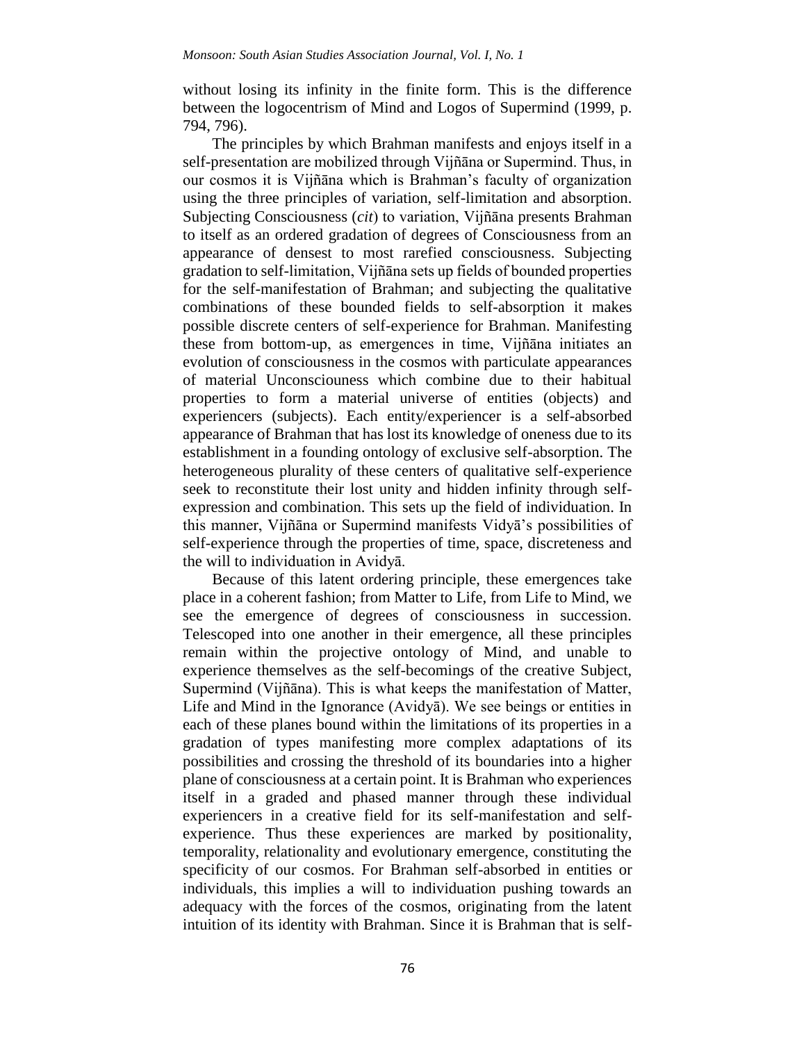without losing its infinity in the finite form. This is the difference between the logocentrism of Mind and Logos of Supermind (1999, p. 794, 796).

The principles by which Brahman manifests and enjoys itself in a self-presentation are mobilized through Vijñāna or Supermind. Thus, in our cosmos it is Vijñāna which is Brahman's faculty of organization using the three principles of variation, self-limitation and absorption. Subjecting Consciousness (*cit*) to variation, Vijñāna presents Brahman to itself as an ordered gradation of degrees of Consciousness from an appearance of densest to most rarefied consciousness. Subjecting gradation to self-limitation, Vijñāna sets up fields of bounded properties for the self-manifestation of Brahman; and subjecting the qualitative combinations of these bounded fields to self-absorption it makes possible discrete centers of self-experience for Brahman. Manifesting these from bottom-up, as emergences in time, Vijñāna initiates an evolution of consciousness in the cosmos with particulate appearances of material Unconsciouness which combine due to their habitual properties to form a material universe of entities (objects) and experiencers (subjects). Each entity/experiencer is a self-absorbed appearance of Brahman that has lost its knowledge of oneness due to its establishment in a founding ontology of exclusive self-absorption. The heterogeneous plurality of these centers of qualitative self-experience seek to reconstitute their lost unity and hidden infinity through self-expression and combination. This sets up the field of individuation. In this manner, Vijñāna or Supermind manifests Vidyā's possibilities of self-experience through the properties of time, space, discreteness and the will to individuation in Avidyā.

Because of this latent ordering principle, these emergences take place in a coherent fashion; from Matter to Life, from Life to Mind, we see the emergence of degrees of consciousness in succession. Telescoped into one another in their emergence, all these principles remain within the projective ontology of Mind, and unable to experience themselves as the self-becomings of the creative Subject, Supermind (Vijñāna). This is what keeps the manifestation of Matter, Life and Mind in the Ignorance (Avidyā). We see beings or entities in each of these planes bound within the limitations of its properties in a gradation of types manifesting more complex adaptations of its possibilities and crossing the threshold of its boundaries into a higher plane of consciousness at a certain point. It is Brahman who experiences itself in a graded and phased manner through these individual experiencers in a creative field for its self-manifestation and self-experience. Thus these experiences are marked by positionality, temporality, relationality and evolutionary emergence, constituting the specificity of our cosmos. For Brahman self-absorbed in entities or individuals, this implies a will to individuation pushing towards an adequacy with the forces of the cosmos, originating from the latent intuition of its identity with Brahman. Since it is Brahman that is self-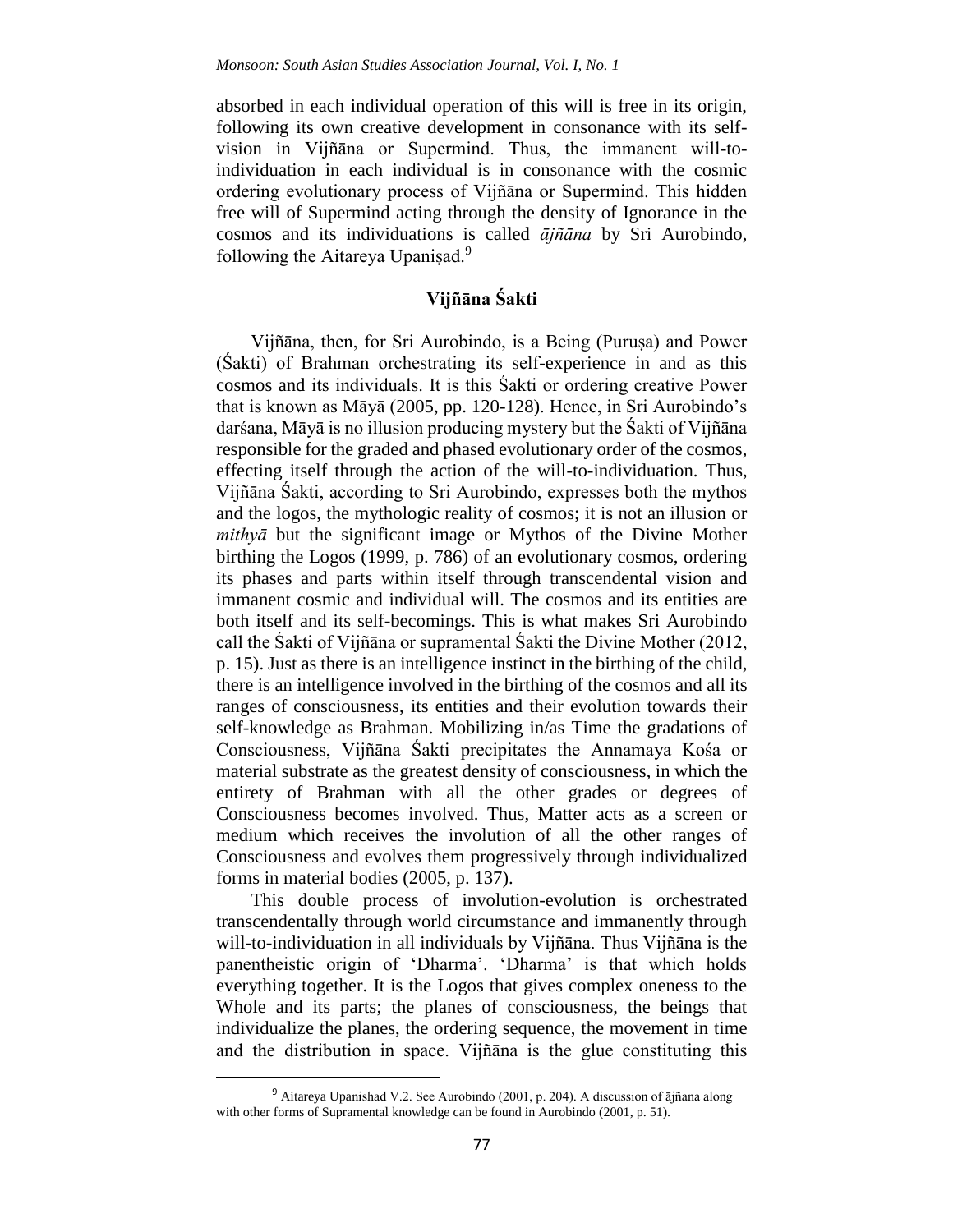absorbed in each individual operation of this will is free in its origin, following its own creative development in consonance with its self-vision in Vijñāna or Supermind. Thus, the immanent will-to-individuation in each individual is in consonance with the cosmic ordering evolutionary process of Vijñāna or Supermind. This hidden free will of Supermind acting through the density of Ignorance in the cosmos and its individuations is called *ājñāna* by Sri Aurobindo, following the Aitareya Upaniṣad.[9]

## Vijñāna Śakti

Vijñāna, then, for Sri Aurobindo, is a Being (Puruṣa) and Power (Śakti) of Brahman orchestrating its self-experience in and as this cosmos and its individuals. It is this Śakti or ordering creative Power that is known as Māyā (2005, pp. 120-128). Hence, in Sri Aurobindo's darśana, Māyā is no illusion producing mystery but the Śakti of Vijñāna responsible for the graded and phased evolutionary order of the cosmos, effecting itself through the action of the will-to-individuation. Thus, Vijñāna Śakti, according to Sri Aurobindo, expresses both the mythos and the logos, the mythologic reality of cosmos; it is not an illusion or *mithyā* but the significant image or Mythos of the Divine Mother birthing the Logos (1999, p. 786) of an evolutionary cosmos, ordering its phases and parts within itself through transcendental vision and immanent cosmic and individual will. The cosmos and its entities are both itself and its self-becomings. This is what makes Sri Aurobindo call the Śakti of Vijñāna or supramental Śakti the Divine Mother (2012, p. 15). Just as there is an intelligence instinct in the birthing of the child, there is an intelligence involved in the birthing of the cosmos and all its ranges of consciousness, its entities and their evolution towards their self-knowledge as Brahman. Mobilizing in/as Time the gradations of Consciousness, Vijñāna Śakti precipitates the Annamaya Kośa or material substrate as the greatest density of consciousness, in which the entirety of Brahman with all the other grades or degrees of Consciousness becomes involved. Thus, Matter acts as a screen or medium which receives the involution of all the other ranges of Consciousness and evolves them progressively through individualized forms in material bodies (2005, p. 137).

This double process of involution-evolution is orchestrated transcendentally through world circumstance and immanently through will-to-individuation in all individuals by Vijñāna. Thus Vijñāna is the panentheistic origin of 'Dharma'. 'Dharma' is that which holds everything together. It is the Logos that gives complex oneness to the Whole and its parts; the planes of consciousness, the beings that individualize the planes, the ordering sequence, the movement in time and the distribution in space. Vijñāna is the glue constituting this

[9] Aitareya Upanishad V.2. See Aurobindo (2001, p. 204). A discussion of ājñana along with other forms of Supramental knowledge can be found in Aurobindo (2001, p. 51).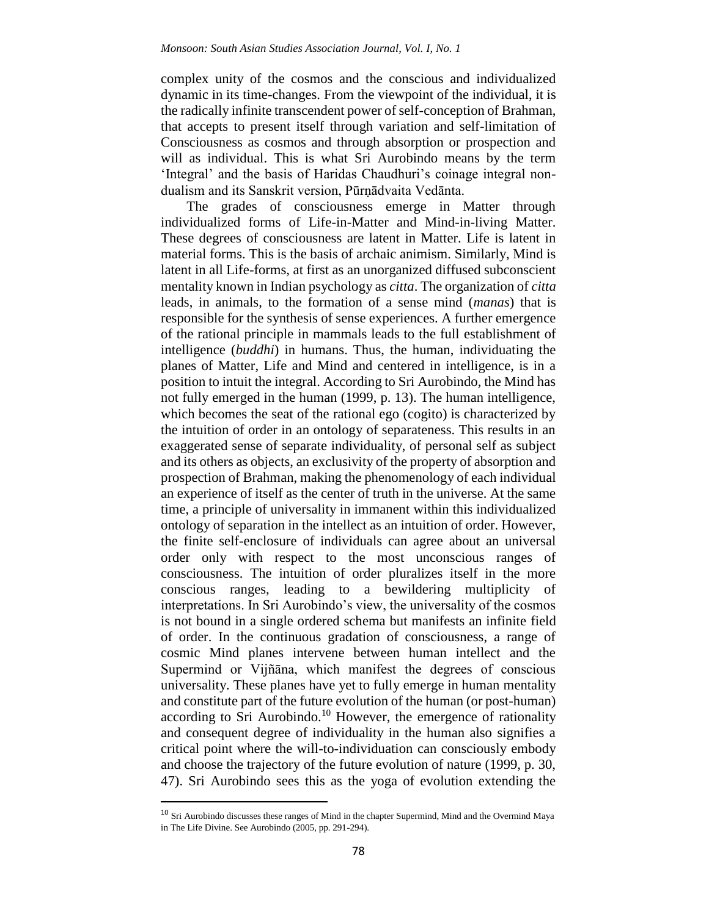complex unity of the cosmos and the conscious and individualized dynamic in its time-changes. From the viewpoint of the individual, it is the radically infinite transcendent power of self-conception of Brahman, that accepts to present itself through variation and self-limitation of Consciousness as cosmos and through absorption or prospection and will as individual. This is what Sri Aurobindo means by the term 'Integral' and the basis of Haridas Chaudhuri's coinage integral non-dualism and its Sanskrit version, Pūrṇādvaita Vedānta.

The grades of consciousness emerge in Matter through individualized forms of Life-in-Matter and Mind-in-living Matter. These degrees of consciousness are latent in Matter. Life is latent in material forms. This is the basis of archaic animism. Similarly, Mind is latent in all Life-forms, at first as an unorganized diffused subconscient mentality known in Indian psychology as *citta*. The organization of *citta* leads, in animals, to the formation of a sense mind (*manas*) that is responsible for the synthesis of sense experiences. A further emergence of the rational principle in mammals leads to the full establishment of intelligence (*buddhi*) in humans. Thus, the human, individuating the planes of Matter, Life and Mind and centered in intelligence, is in a position to intuit the integral. According to Sri Aurobindo, the Mind has not fully emerged in the human (1999, p. 13). The human intelligence, which becomes the seat of the rational ego (cogito) is characterized by the intuition of order in an ontology of separateness. This results in an exaggerated sense of separate individuality, of personal self as subject and its others as objects, an exclusivity of the property of absorption and prospection of Brahman, making the phenomenology of each individual an experience of itself as the center of truth in the universe. At the same time, a principle of universality in immanent within this individualized ontology of separation in the intellect as an intuition of order. However, the finite self-enclosure of individuals can agree about an universal order only with respect to the most unconscious ranges of consciousness. The intuition of order pluralizes itself in the more conscious ranges, leading to a bewildering multiplicity of interpretations. In Sri Aurobindo's view, the universality of the cosmos is not bound in a single ordered schema but manifests an infinite field of order. In the continuous gradation of consciousness, a range of cosmic Mind planes intervene between human intellect and the Supermind or Vijñāna, which manifest the degrees of conscious universality. These planes have yet to fully emerge in human mentality and constitute part of the future evolution of the human (or post-human) according to Sri Aurobindo.[10] However, the emergence of rationality and consequent degree of individuality in the human also signifies a critical point where the will-to-individuation can consciously embody and choose the trajectory of the future evolution of nature (1999, p. 30, 47). Sri Aurobindo sees this as the yoga of evolution extending the

---

[10] Sri Aurobindo discusses these ranges of Mind in the chapter Supermind, Mind and the Overmind Maya in The Life Divine. See Aurobindo (2005, pp. 291-294).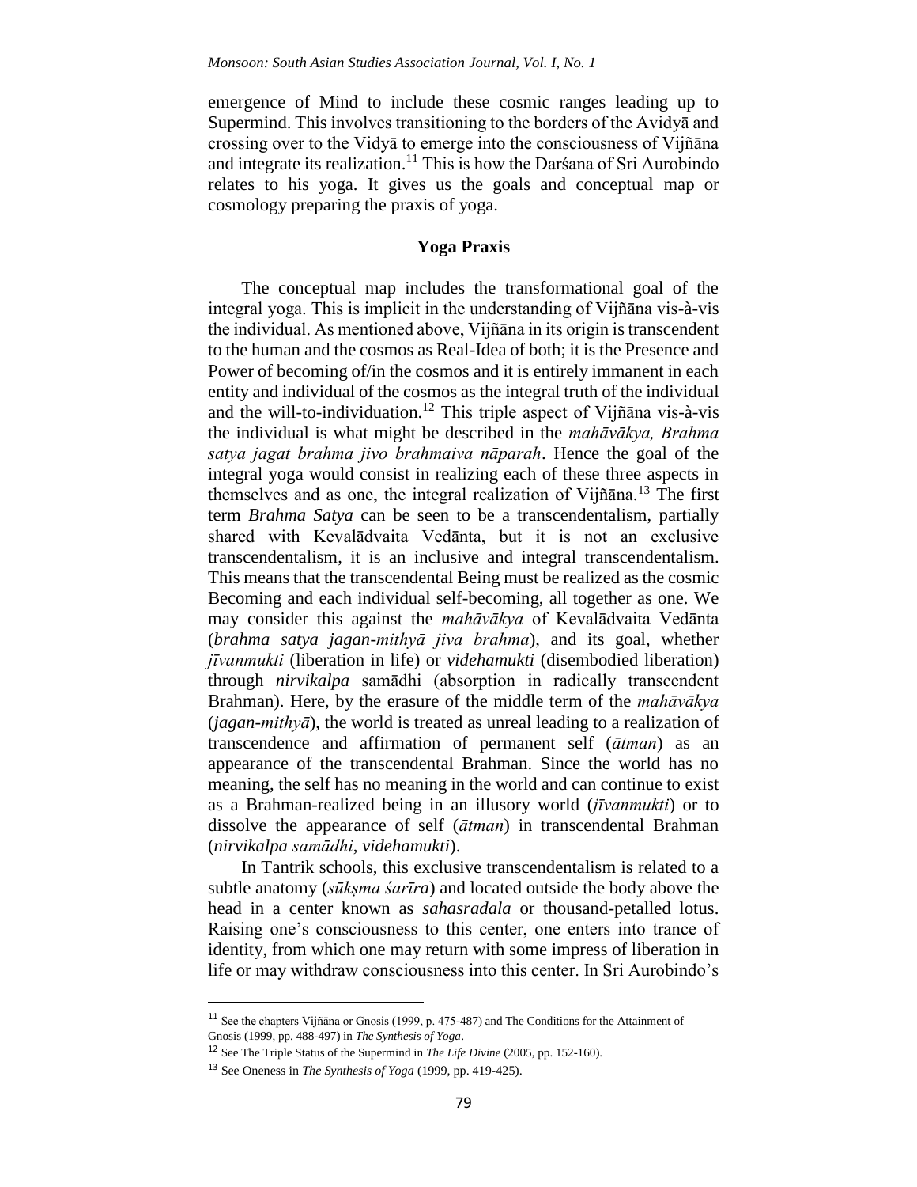emergence of Mind to include these cosmic ranges leading up to Supermind. This involves transitioning to the borders of the Avidyā and crossing over to the Vidyā to emerge into the consciousness of Vijñāna and integrate its realization.[11] This is how the Darśana of Sri Aurobindo relates to his yoga. It gives us the goals and conceptual map or cosmology preparing the praxis of yoga.

## Yoga Praxis

The conceptual map includes the transformational goal of the integral yoga. This is implicit in the understanding of Vijñāna vis-à-vis the individual. As mentioned above, Vijñāna in its origin is transcendent to the human and the cosmos as Real-Idea of both; it is the Presence and Power of becoming of/in the cosmos and it is entirely immanent in each entity and individual of the cosmos as the integral truth of the individual and the will-to-individuation.[12] This triple aspect of Vijñāna vis-à-vis the individual is what might be described in the *mahāvākya, Brahma satya jagat brahma jivo brahmaiva nāparah*. Hence the goal of the integral yoga would consist in realizing each of these three aspects in themselves and as one, the integral realization of Vijñāna.[13] The first term *Brahma Satya* can be seen to be a transcendentalism, partially shared with Kevalādvaita Vedānta, but it is not an exclusive transcendentalism, it is an inclusive and integral transcendentalism. This means that the transcendental Being must be realized as the cosmic Becoming and each individual self-becoming, all together as one. We may consider this against the *mahāvākya* of Kevalādvaita Vedānta (*brahma satya jagan-mithyā jiva brahma*), and its goal, whether *jīvanmukti* (liberation in life) or *videhamukti* (disembodied liberation) through *nirvikalpa* samādhi (absorption in radically transcendent Brahman). Here, by the erasure of the middle term of the *mahāvākya* (*jagan-mithyā*), the world is treated as unreal leading to a realization of transcendence and affirmation of permanent self (*ātman*) as an appearance of the transcendental Brahman. Since the world has no meaning, the self has no meaning in the world and can continue to exist as a Brahman-realized being in an illusory world (*jīvanmukti*) or to dissolve the appearance of self (*ātman*) in transcendental Brahman (*nirvikalpa samādhi*, *videhamukti*).

In Tantrik schools, this exclusive transcendentalism is related to a subtle anatomy (*sūkṣma śarīra*) and located outside the body above the head in a center known as *sahasradala* or thousand-petalled lotus. Raising one's consciousness to this center, one enters into trance of identity, from which one may return with some impress of liberation in life or may withdraw consciousness into this center. In Sri Aurobindo's

---

[11] See the chapters Vijñāna or Gnosis (1999, p. 475-487) and The Conditions for the Attainment of Gnosis (1999, pp. 488-497) in *The Synthesis of Yoga*.

[12] See The Triple Status of the Supermind in *The Life Divine* (2005, pp. 152-160).

[13] See Oneness in *The Synthesis of Yoga* (1999, pp. 419-425).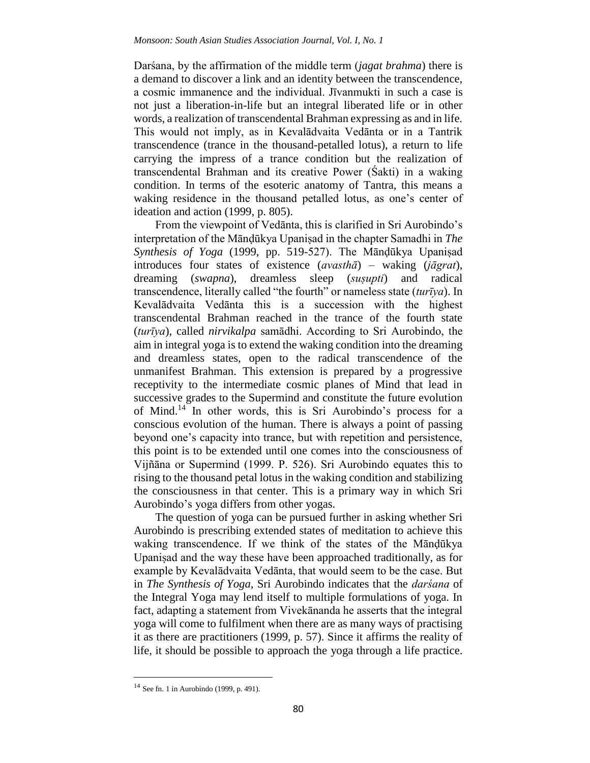Darśana, by the affirmation of the middle term (*jagat brahma*) there is a demand to discover a link and an identity between the transcendence, a cosmic immanence and the individual. Jīvanmukti in such a case is not just a liberation-in-life but an integral liberated life or in other words, a realization of transcendental Brahman expressing as and in life. This would not imply, as in Kevalādvaita Vedānta or in a Tantrik transcendence (trance in the thousand-petalled lotus), a return to life carrying the impress of a trance condition but the realization of transcendental Brahman and its creative Power (Śakti) in a waking condition. In terms of the esoteric anatomy of Tantra, this means a waking residence in the thousand petalled lotus, as one's center of ideation and action (1999, p. 805).

From the viewpoint of Vedānta, this is clarified in Sri Aurobindo's interpretation of the Māṇḍūkya Upaniṣad in the chapter Samadhi in *The Synthesis of Yoga* (1999, pp. 519-527). The Māṇḍūkya Upaniṣad introduces four states of existence (*avasthā*) – waking (*jāgrat*), dreaming (*swapna*), dreamless sleep (*suṣupti*) and radical transcendence, literally called "the fourth" or nameless state (*turīya*). In Kevalādvaita Vedānta this is a succession with the highest transcendental Brahman reached in the trance of the fourth state (*turīya*), called *nirvikalpa* samādhi. According to Sri Aurobindo, the aim in integral yoga is to extend the waking condition into the dreaming and dreamless states, open to the radical transcendence of the unmanifest Brahman. This extension is prepared by a progressive receptivity to the intermediate cosmic planes of Mind that lead in successive grades to the Supermind and constitute the future evolution of Mind.[14] In other words, this is Sri Aurobindo's process for a conscious evolution of the human. There is always a point of passing beyond one's capacity into trance, but with repetition and persistence, this point is to be extended until one comes into the consciousness of Vijñāna or Supermind (1999. P. 526). Sri Aurobindo equates this to rising to the thousand petal lotus in the waking condition and stabilizing the consciousness in that center. This is a primary way in which Sri Aurobindo's yoga differs from other yogas.

The question of yoga can be pursued further in asking whether Sri Aurobindo is prescribing extended states of meditation to achieve this waking transcendence. If we think of the states of the Māṇḍūkya Upaniṣad and the way these have been approached traditionally, as for example by Kevalādvaita Vedānta, that would seem to be the case. But in *The Synthesis of Yoga*, Sri Aurobindo indicates that the *darśana* of the Integral Yoga may lend itself to multiple formulations of yoga. In fact, adapting a statement from Vivekānanda he asserts that the integral yoga will come to fulfilment when there are as many ways of practising it as there are practitioners (1999, p. 57). Since it affirms the reality of life, it should be possible to approach the yoga through a life practice.

---

[14] See fn. 1 in Aurobindo (1999, p. 491).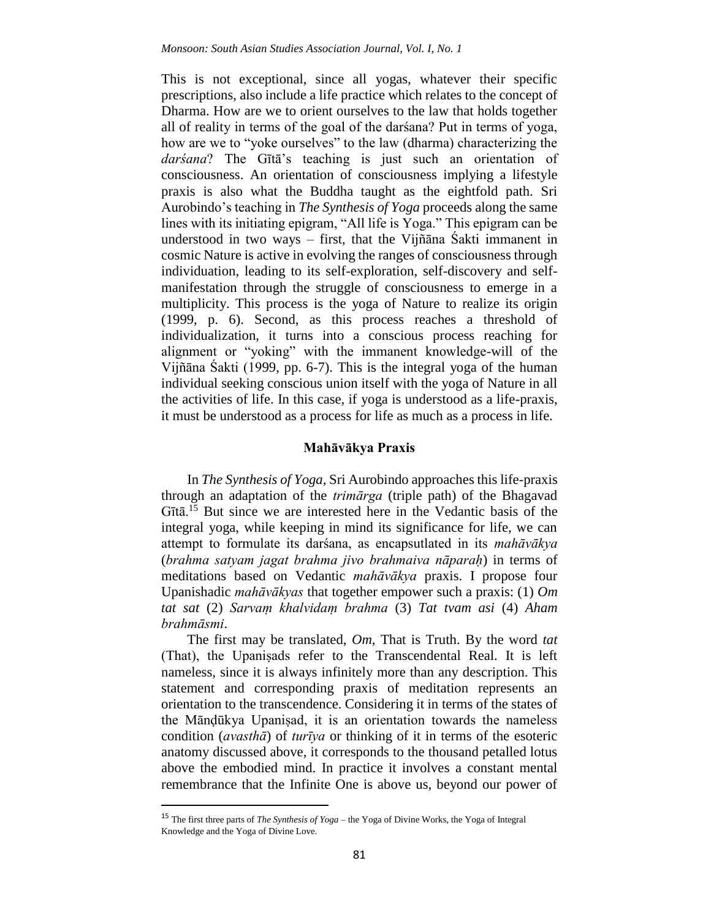This is not exceptional, since all yogas, whatever their specific prescriptions, also include a life practice which relates to the concept of Dharma. How are we to orient ourselves to the law that holds together all of reality in terms of the goal of the darśana? Put in terms of yoga, how are we to "yoke ourselves" to the law (dharma) characterizing the *darśana*? The Gītā's teaching is just such an orientation of consciousness. An orientation of consciousness implying a lifestyle praxis is also what the Buddha taught as the eightfold path. Sri Aurobindo's teaching in *The Synthesis of Yoga* proceeds along the same lines with its initiating epigram, "All life is Yoga." This epigram can be understood in two ways – first, that the Vijñāna Śakti immanent in cosmic Nature is active in evolving the ranges of consciousness through individuation, leading to its self-exploration, self-discovery and self-manifestation through the struggle of consciousness to emerge in a multiplicity. This process is the yoga of Nature to realize its origin (1999, p. 6). Second, as this process reaches a threshold of individualization, it turns into a conscious process reaching for alignment or "yoking" with the immanent knowledge-will of the Vijñāna Śakti (1999, pp. 6-7). This is the integral yoga of the human individual seeking conscious union itself with the yoga of Nature in all the activities of life. In this case, if yoga is understood as a life-praxis, it must be understood as a process for life as much as a process in life.

## Mahāvākya Praxis

In *The Synthesis of Yoga*, Sri Aurobindo approaches this life-praxis through an adaptation of the *trimārga* (triple path) of the Bhagavad Gītā.[15] But since we are interested here in the Vedantic basis of the integral yoga, while keeping in mind its significance for life, we can attempt to formulate its darśana, as encapsutlated in its *mahāvākya* (*brahma satyam jagat brahma jivo brahmaiva nāparaḥ*) in terms of meditations based on Vedantic *mahāvākya* praxis. I propose four Upanishadic *mahāvākyas* that together empower such a praxis: (1) *Om tat sat* (2) *Sarvaṃ khalvidaṃ brahma* (3) *Tat tvam asi* (4) *Aham brahmāsmi*.

The first may be translated, *Om*, That is Truth. By the word *tat* (That), the Upaniṣads refer to the Transcendental Real. It is left nameless, since it is always infinitely more than any description. This statement and corresponding praxis of meditation represents an orientation to the transcendence. Considering it in terms of the states of the Māṇḍūkya Upaniṣad, it is an orientation towards the nameless condition (*avasthā*) of *turīya* or thinking of it in terms of the esoteric anatomy discussed above, it corresponds to the thousand petalled lotus above the embodied mind. In practice it involves a constant mental remembrance that the Infinite One is above us, beyond our power of

[15] The first three parts of *The Synthesis of Yoga* – the Yoga of Divine Works, the Yoga of Integral Knowledge and the Yoga of Divine Love.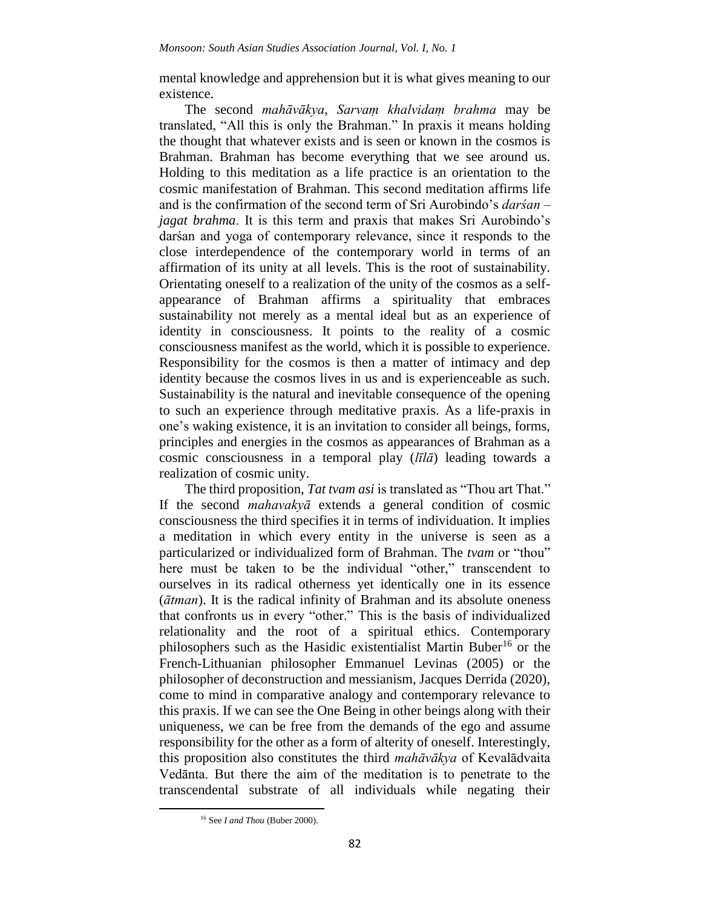mental knowledge and apprehension but it is what gives meaning to our existence.

The second *mahāvākya*, *Sarvaṃ khalvidaṃ brahma* may be translated, "All this is only the Brahman." In praxis it means holding the thought that whatever exists and is seen or known in the cosmos is Brahman. Brahman has become everything that we see around us. Holding to this meditation as a life practice is an orientation to the cosmic manifestation of Brahman. This second meditation affirms life and is the confirmation of the second term of Sri Aurobindo's *darśan* – *jagat brahma*. It is this term and praxis that makes Sri Aurobindo's darśan and yoga of contemporary relevance, since it responds to the close interdependence of the contemporary world in terms of an affirmation of its unity at all levels. This is the root of sustainability. Orientating oneself to a realization of the unity of the cosmos as a self-appearance of Brahman affirms a spirituality that embraces sustainability not merely as a mental ideal but as an experience of identity in consciousness. It points to the reality of a cosmic consciousness manifest as the world, which it is possible to experience. Responsibility for the cosmos is then a matter of intimacy and dep identity because the cosmos lives in us and is experienceable as such. Sustainability is the natural and inevitable consequence of the opening to such an experience through meditative praxis. As a life-praxis in one's waking existence, it is an invitation to consider all beings, forms, principles and energies in the cosmos as appearances of Brahman as a cosmic consciousness in a temporal play (*līlā*) leading towards a realization of cosmic unity.

The third proposition, *Tat tvam asi* is translated as "Thou art That." If the second *mahavakyā* extends a general condition of cosmic consciousness the third specifies it in terms of individuation. It implies a meditation in which every entity in the universe is seen as a particularized or individualized form of Brahman. The *tvam* or "thou" here must be taken to be the individual "other," transcendent to ourselves in its radical otherness yet identically one in its essence (*ātman*). It is the radical infinity of Brahman and its absolute oneness that confronts us in every "other." This is the basis of individualized relationality and the root of a spiritual ethics. Contemporary philosophers such as the Hasidic existentialist Martin Buber[16] or the French-Lithuanian philosopher Emmanuel Levinas (2005) or the philosopher of deconstruction and messianism, Jacques Derrida (2020), come to mind in comparative analogy and contemporary relevance to this praxis. If we can see the One Being in other beings along with their uniqueness, we can be free from the demands of the ego and assume responsibility for the other as a form of alterity of oneself. Interestingly, this proposition also constitutes the third *mahāvākya* of Kevalādvaita Vedānta. But there the aim of the meditation is to penetrate to the transcendental substrate of all individuals while negating their

[16] See *I and Thou* (Buber 2000).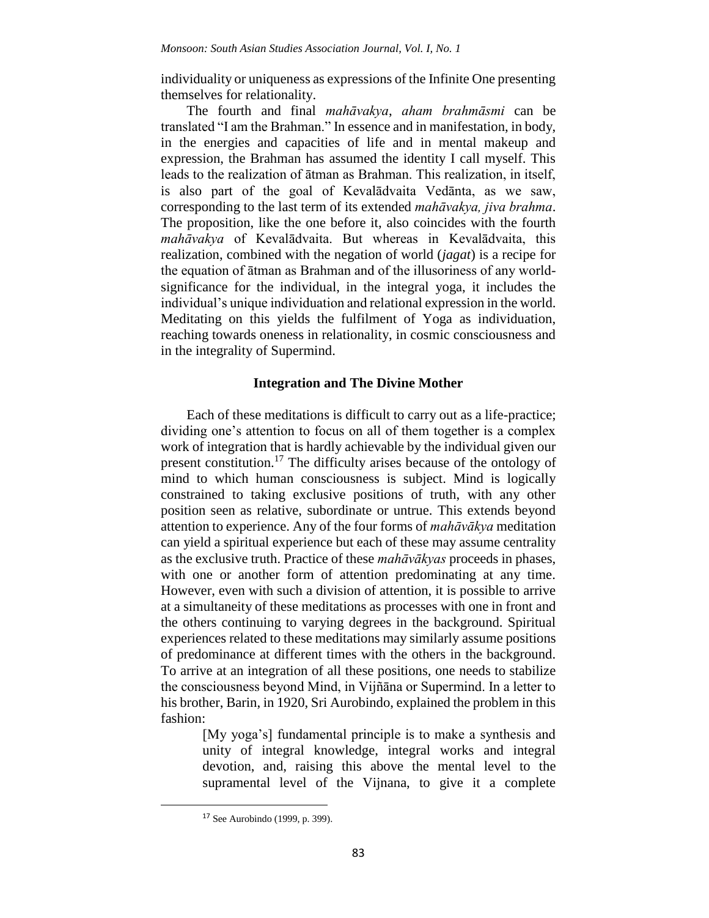individuality or uniqueness as expressions of the Infinite One presenting themselves for relationality.

The fourth and final *mahāvakya*, *aham brahmāsmi* can be translated "I am the Brahman." In essence and in manifestation, in body, in the energies and capacities of life and in mental makeup and expression, the Brahman has assumed the identity I call myself. This leads to the realization of ātman as Brahman. This realization, in itself, is also part of the goal of Kevalādvaita Vedānta, as we saw, corresponding to the last term of its extended *mahāvakya, jiva brahma*. The proposition, like the one before it, also coincides with the fourth *mahāvakya* of Kevalādvaita. But whereas in Kevalādvaita, this realization, combined with the negation of world (*jagat*) is a recipe for the equation of ātman as Brahman and of the illusoriness of any world-significance for the individual, in the integral yoga, it includes the individual's unique individuation and relational expression in the world. Meditating on this yields the fulfilment of Yoga as individuation, reaching towards oneness in relationality, in cosmic consciousness and in the integrality of Supermind.

## Integration and The Divine Mother

Each of these meditations is difficult to carry out as a life-practice; dividing one's attention to focus on all of them together is a complex work of integration that is hardly achievable by the individual given our present constitution.[17] The difficulty arises because of the ontology of mind to which human consciousness is subject. Mind is logically constrained to taking exclusive positions of truth, with any other position seen as relative, subordinate or untrue. This extends beyond attention to experience. Any of the four forms of *mahāvākya* meditation can yield a spiritual experience but each of these may assume centrality as the exclusive truth. Practice of these *mahāvākyas* proceeds in phases, with one or another form of attention predominating at any time. However, even with such a division of attention, it is possible to arrive at a simultaneity of these meditations as processes with one in front and the others continuing to varying degrees in the background. Spiritual experiences related to these meditations may similarly assume positions of predominance at different times with the others in the background. To arrive at an integration of all these positions, one needs to stabilize the consciousness beyond Mind, in Vijñāna or Supermind. In a letter to his brother, Barin, in 1920, Sri Aurobindo, explained the problem in this fashion:

> [My yoga's] fundamental principle is to make a synthesis and unity of integral knowledge, integral works and integral devotion, and, raising this above the mental level to the supramental level of the Vijnana, to give it a complete

[17] See Aurobindo (1999, p. 399).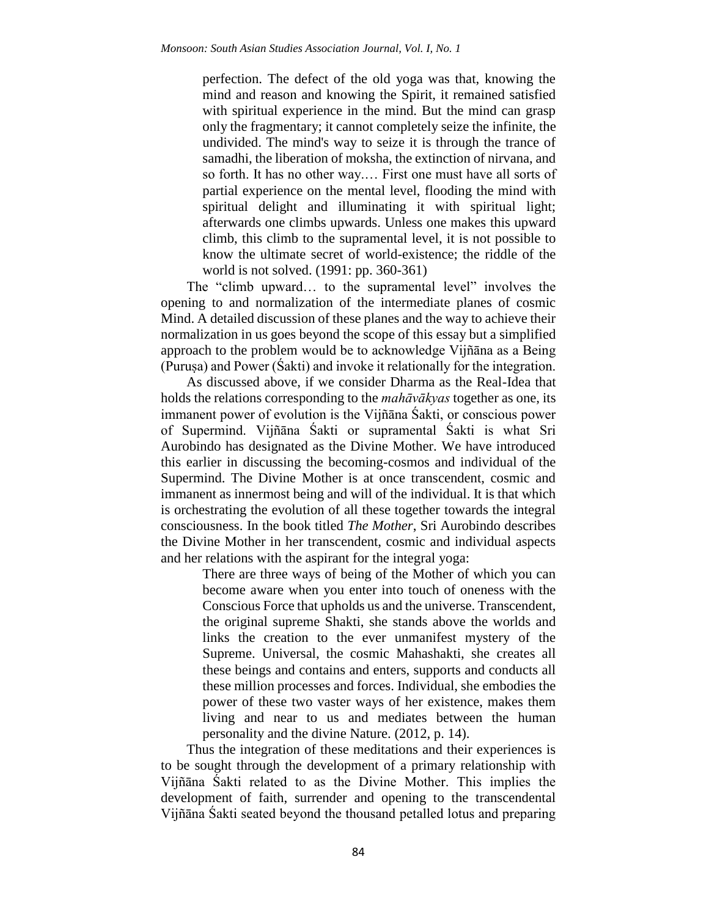> perfection. The defect of the old yoga was that, knowing the mind and reason and knowing the Spirit, it remained satisfied with spiritual experience in the mind. But the mind can grasp only the fragmentary; it cannot completely seize the infinite, the undivided. The mind's way to seize it is through the trance of samadhi, the liberation of moksha, the extinction of nirvana, and so forth. It has no other way.… First one must have all sorts of partial experience on the mental level, flooding the mind with spiritual delight and illuminating it with spiritual light; afterwards one climbs upwards. Unless one makes this upward climb, this climb to the supramental level, it is not possible to know the ultimate secret of world-existence; the riddle of the world is not solved. (1991: pp. 360-361)

The "climb upward… to the supramental level" involves the opening to and normalization of the intermediate planes of cosmic Mind. A detailed discussion of these planes and the way to achieve their normalization in us goes beyond the scope of this essay but a simplified approach to the problem would be to acknowledge Vijñāna as a Being (Puruṣa) and Power (Śakti) and invoke it relationally for the integration.

As discussed above, if we consider Dharma as the Real-Idea that holds the relations corresponding to the *mahāvākyas* together as one, its immanent power of evolution is the Vijñāna Śakti, or conscious power of Supermind. Vijñāna Śakti or supramental Śakti is what Sri Aurobindo has designated as the Divine Mother. We have introduced this earlier in discussing the becoming-cosmos and individual of the Supermind. The Divine Mother is at once transcendent, cosmic and immanent as innermost being and will of the individual. It is that which is orchestrating the evolution of all these together towards the integral consciousness. In the book titled *The Mother*, Sri Aurobindo describes the Divine Mother in her transcendent, cosmic and individual aspects and her relations with the aspirant for the integral yoga:

> There are three ways of being of the Mother of which you can become aware when you enter into touch of oneness with the Conscious Force that upholds us and the universe. Transcendent, the original supreme Shakti, she stands above the worlds and links the creation to the ever unmanifest mystery of the Supreme. Universal, the cosmic Mahashakti, she creates all these beings and contains and enters, supports and conducts all these million processes and forces. Individual, she embodies the power of these two vaster ways of her existence, makes them living and near to us and mediates between the human personality and the divine Nature. (2012, p. 14).

Thus the integration of these meditations and their experiences is to be sought through the development of a primary relationship with Vijñāna Śakti related to as the Divine Mother. This implies the development of faith, surrender and opening to the transcendental Vijñāna Śakti seated beyond the thousand petalled lotus and preparing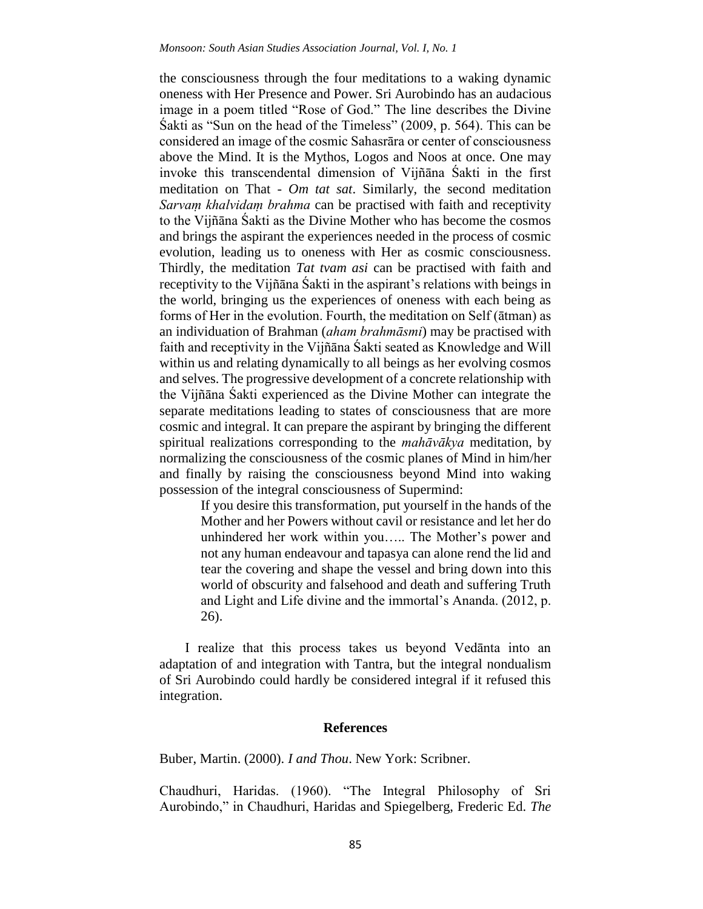the consciousness through the four meditations to a waking dynamic oneness with Her Presence and Power. Sri Aurobindo has an audacious image in a poem titled "Rose of God." The line describes the Divine Śakti as "Sun on the head of the Timeless" (2009, p. 564). This can be considered an image of the cosmic Sahasrāra or center of consciousness above the Mind. It is the Mythos, Logos and Noos at once. One may invoke this transcendental dimension of Vijñāna Śakti in the first meditation on That - *Om tat sat*. Similarly, the second meditation *Sarvaṃ khalvidaṃ brahma* can be practised with faith and receptivity to the Vijñāna Śakti as the Divine Mother who has become the cosmos and brings the aspirant the experiences needed in the process of cosmic evolution, leading us to oneness with Her as cosmic consciousness. Thirdly, the meditation *Tat tvam asi* can be practised with faith and receptivity to the Vijñāna Śakti in the aspirant's relations with beings in the world, bringing us the experiences of oneness with each being as forms of Her in the evolution. Fourth, the meditation on Self (ātman) as an individuation of Brahman (*aham brahmāsmi*) may be practised with faith and receptivity in the Vijñāna Śakti seated as Knowledge and Will within us and relating dynamically to all beings as her evolving cosmos and selves. The progressive development of a concrete relationship with the Vijñāna Śakti experienced as the Divine Mother can integrate the separate meditations leading to states of consciousness that are more cosmic and integral. It can prepare the aspirant by bringing the different spiritual realizations corresponding to the *mahāvākya* meditation, by normalizing the consciousness of the cosmic planes of Mind in him/her and finally by raising the consciousness beyond Mind into waking possession of the integral consciousness of Supermind:

> If you desire this transformation, put yourself in the hands of the Mother and her Powers without cavil or resistance and let her do unhindered her work within you….. The Mother's power and not any human endeavour and tapasya can alone rend the lid and tear the covering and shape the vessel and bring down into this world of obscurity and falsehood and death and suffering Truth and Light and Life divine and the immortal's Ananda. (2012, p. 26).

I realize that this process takes us beyond Vedānta into an adaptation of and integration with Tantra, but the integral nondualism of Sri Aurobindo could hardly be considered integral if it refused this integration.

## References

Buber, Martin. (2000). *I and Thou*. New York: Scribner.

Chaudhuri, Haridas. (1960). "The Integral Philosophy of Sri Aurobindo," in Chaudhuri, Haridas and Spiegelberg, Frederic Ed. *The*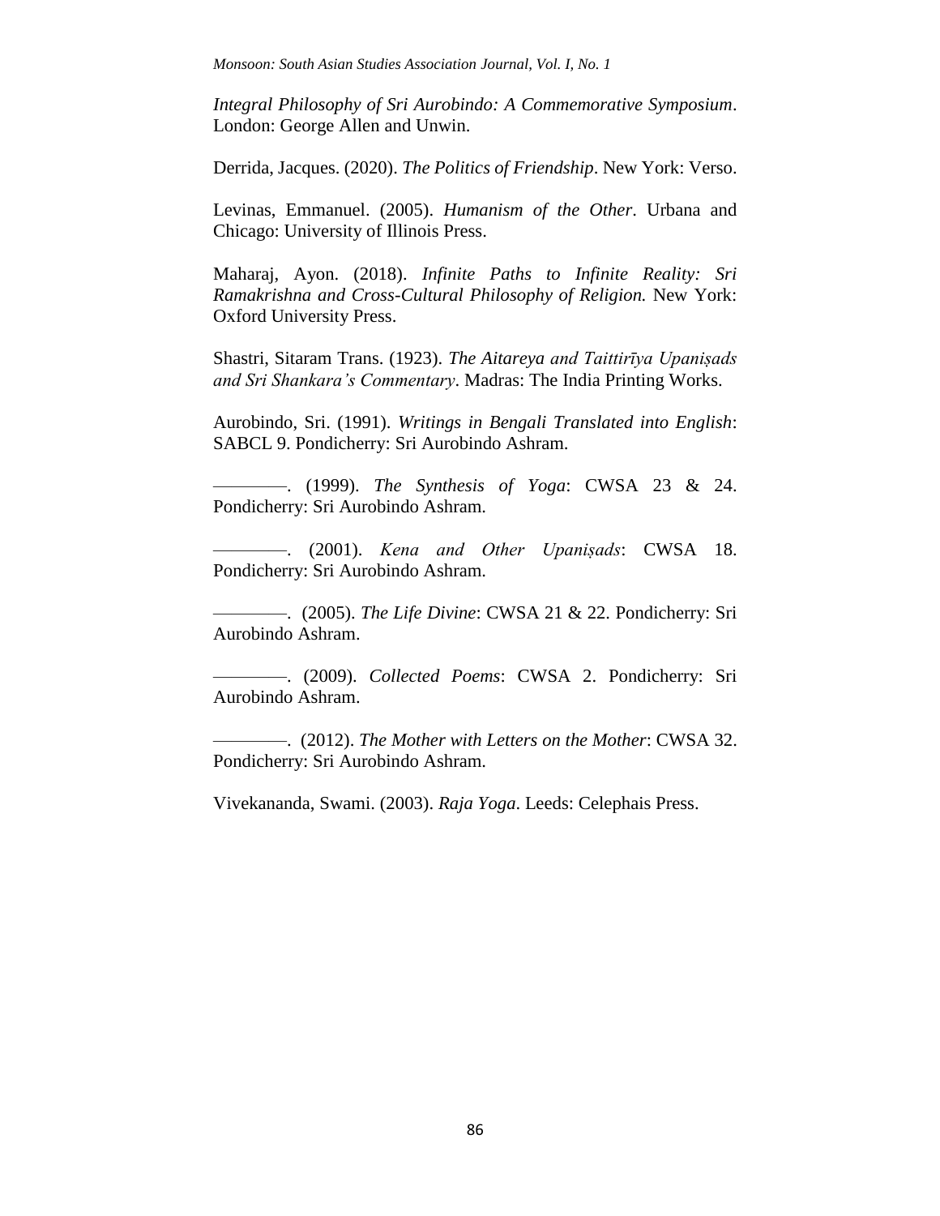*Integral Philosophy of Sri Aurobindo: A Commemorative Symposium*. London: George Allen and Unwin.

Derrida, Jacques. (2020). *The Politics of Friendship*. New York: Verso.

Levinas, Emmanuel. (2005). *Humanism of the Other*. Urbana and Chicago: University of Illinois Press.

Maharaj, Ayon. (2018). *Infinite Paths to Infinite Reality: Sri Ramakrishna and Cross-Cultural Philosophy of Religion.* New York: Oxford University Press.

Shastri, Sitaram Trans. (1923). *The Aitareya and Taittirīya Upaniṣads and Sri Shankara's Commentary*. Madras: The India Printing Works.

Aurobindo, Sri. (1991). *Writings in Bengali Translated into English*: SABCL 9. Pondicherry: Sri Aurobindo Ashram.

————. (1999). *The Synthesis of Yoga*: CWSA 23 & 24. Pondicherry: Sri Aurobindo Ashram.

————. (2001). *Kena and Other Upaniṣads*: CWSA 18. Pondicherry: Sri Aurobindo Ashram.

————. (2005). *The Life Divine*: CWSA 21 & 22. Pondicherry: Sri Aurobindo Ashram.

————. (2009). *Collected Poems*: CWSA 2. Pondicherry: Sri Aurobindo Ashram.

————. (2012). *The Mother with Letters on the Mother*: CWSA 32. Pondicherry: Sri Aurobindo Ashram.

Vivekananda, Swami. (2003). *Raja Yoga*. Leeds: Celephais Press.